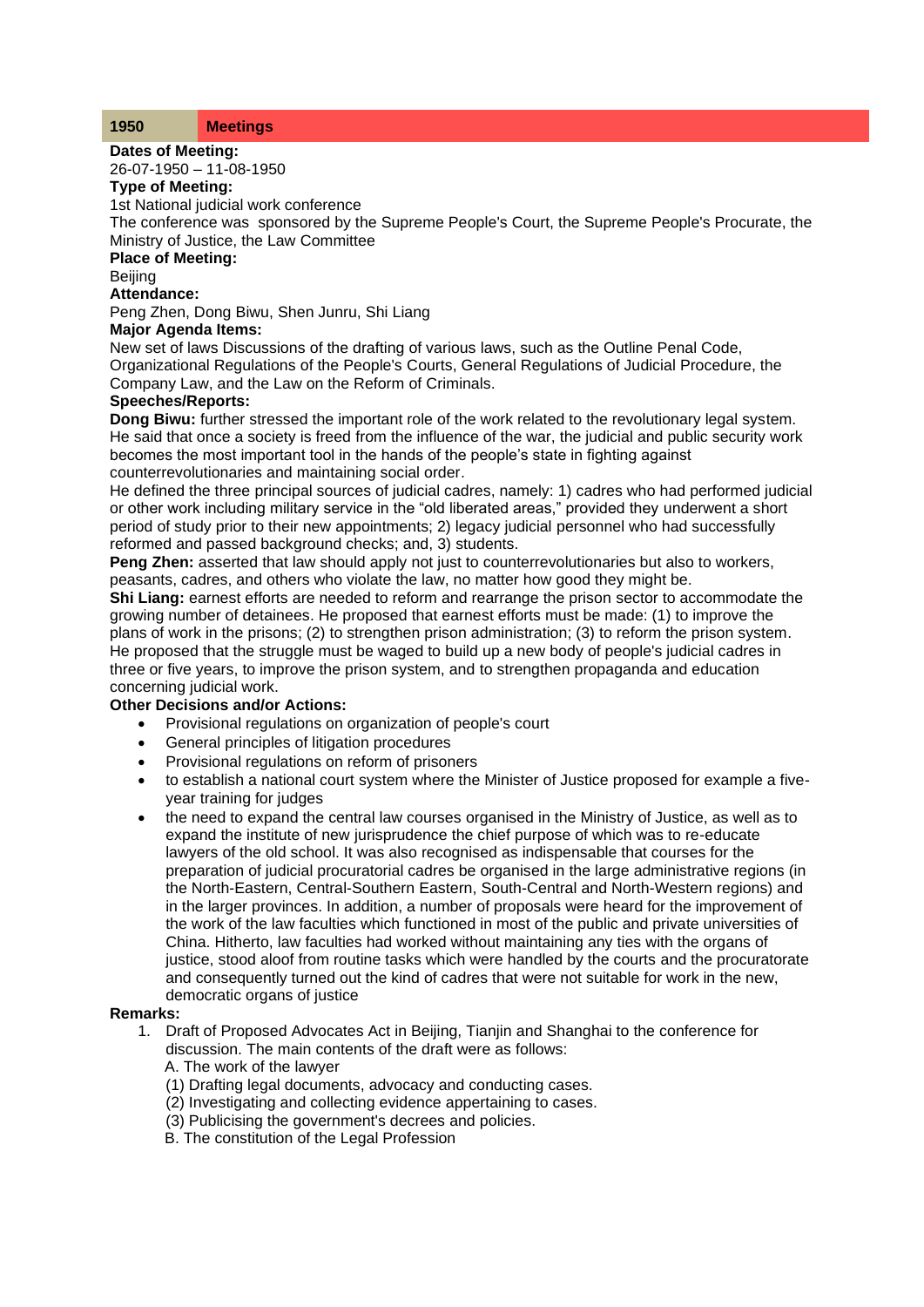| 1950 | Meetings |
|---|---|

**Dates of Meeting:**
26-07-1950 – 11-08-1950
**Type of Meeting:**
1st National judicial work conference
The conference was sponsored by the Supreme People's Court, the Supreme People's Procurate, the Ministry of Justice, the Law Committee
**Place of Meeting:**
Beijing
**Attendance:**
Peng Zhen, Dong Biwu, Shen Junru, Shi Liang
**Major Agenda Items:**
New set of laws Discussions of the drafting of various laws, such as the Outline Penal Code, Organizational Regulations of the People's Courts, General Regulations of Judicial Procedure, the Company Law, and the Law on the Reform of Criminals.
**Speeches/Reports:**
**Dong Biwu:** further stressed the important role of the work related to the revolutionary legal system. He said that once a society is freed from the influence of the war, the judicial and public security work becomes the most important tool in the hands of the people's state in fighting against counterrevolutionaries and maintaining social order.
He defined the three principal sources of judicial cadres, namely: 1) cadres who had performed judicial or other work including military service in the "old liberated areas," provided they underwent a short period of study prior to their new appointments; 2) legacy judicial personnel who had successfully reformed and passed background checks; and, 3) students.
**Peng Zhen:** asserted that law should apply not just to counterrevolutionaries but also to workers, peasants, cadres, and others who violate the law, no matter how good they might be.
**Shi Liang:** earnest efforts are needed to reform and rearrange the prison sector to accommodate the growing number of detainees. He proposed that earnest efforts must be made: (1) to improve the plans of work in the prisons; (2) to strengthen prison administration; (3) to reform the prison system. He proposed that the struggle must be waged to build up a new body of people's judicial cadres in three or five years, to improve the prison system, and to strengthen propaganda and education concerning judicial work.
**Other Decisions and/or Actions:**

- Provisional regulations on organization of people's court
- General principles of litigation procedures
- Provisional regulations on reform of prisoners
- to establish a national court system where the Minister of Justice proposed for example a five-year training for judges
- the need to expand the central law courses organised in the Ministry of Justice, as well as to expand the institute of new jurisprudence the chief purpose of which was to re-educate lawyers of the old school. It was also recognised as indispensable that courses for the preparation of judicial procuratorial cadres be organised in the large administrative regions (in the North-Eastern, Central-Southern Eastern, South-Central and North-Western regions) and in the larger provinces. In addition, a number of proposals were heard for the improvement of the work of the law faculties which functioned in most of the public and private universities of China. Hitherto, law faculties had worked without maintaining any ties with the organs of justice, stood aloof from routine tasks which were handled by the courts and the procuratorate and consequently turned out the kind of cadres that were not suitable for work in the new, democratic organs of justice

**Remarks:**

1. Draft of Proposed Advocates Act in Beijing, Tianjin and Shanghai to the conference for discussion. The main contents of the draft were as follows:
   A. The work of the lawyer
   (1) Drafting legal documents, advocacy and conducting cases.
   (2) Investigating and collecting evidence appertaining to cases.
   (3) Publicising the government's decrees and policies.
   B. The constitution of the Legal Profession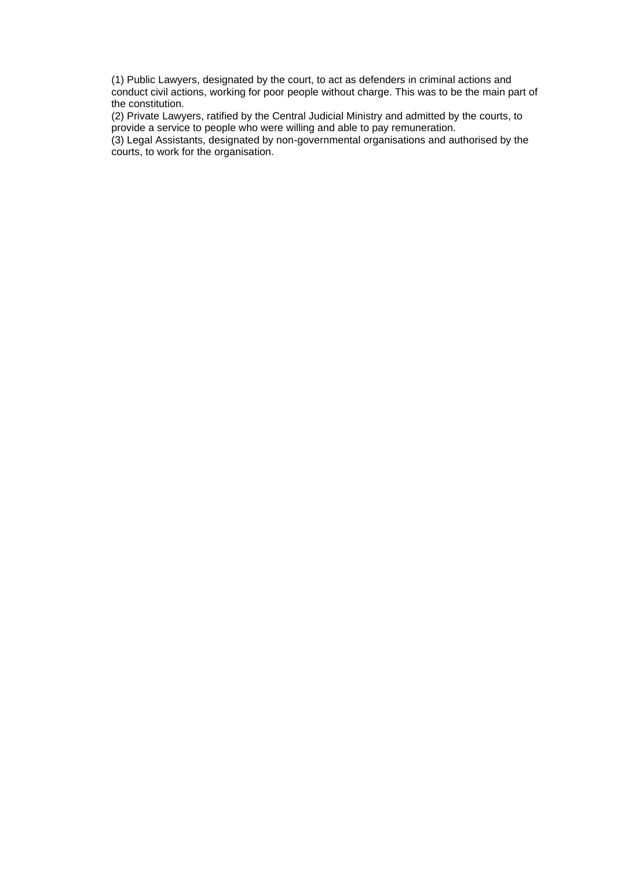(1) Public Lawyers, designated by the court, to act as defenders in criminal actions and conduct civil actions, working for poor people without charge. This was to be the main part of the constitution.
(2) Private Lawyers, ratified by the Central Judicial Ministry and admitted by the courts, to provide a service to people who were willing and able to pay remuneration.
(3) Legal Assistants, designated by non-governmental organisations and authorised by the courts, to work for the organisation.